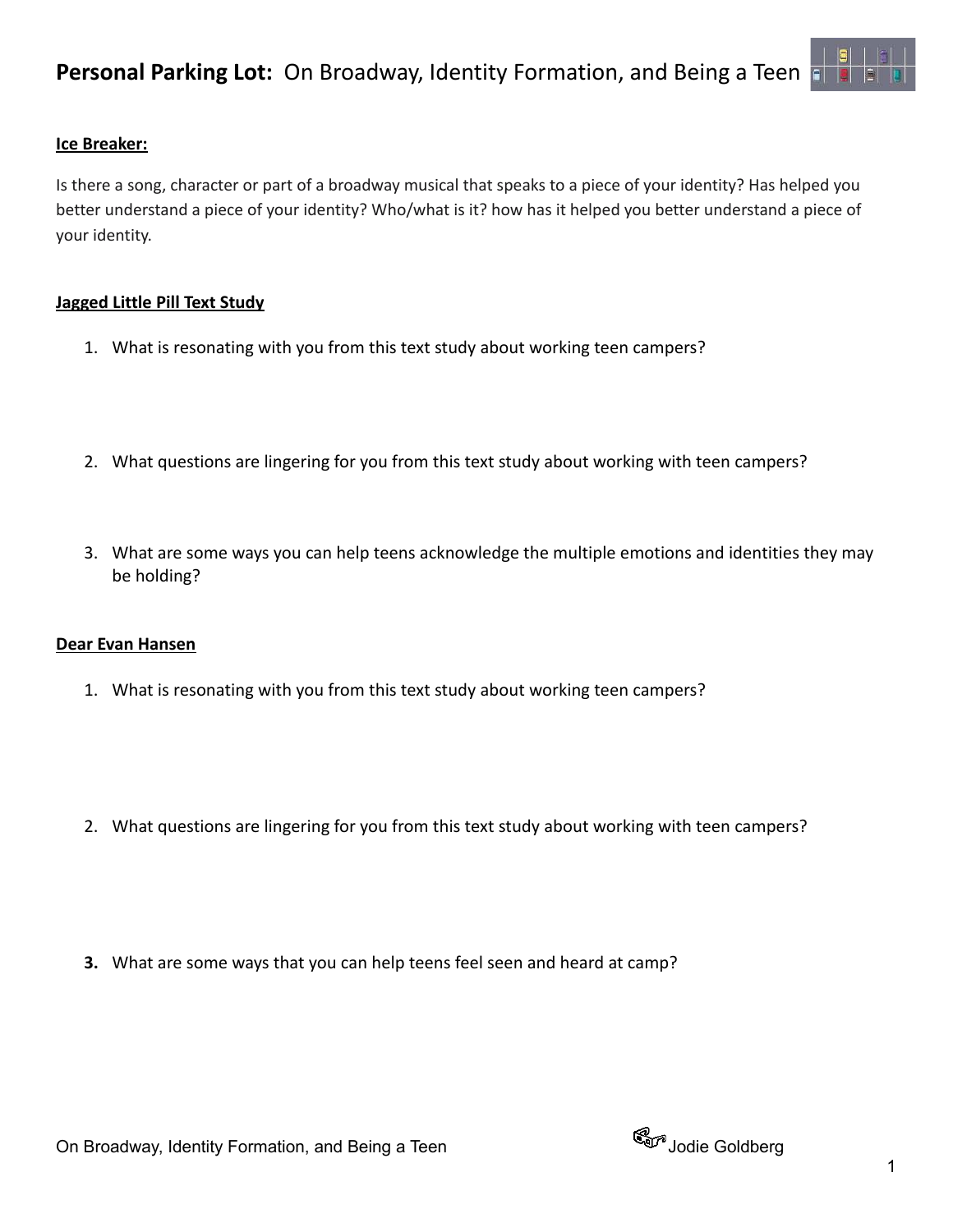# **Personal Parking Lot:** On Broadway, Identity Formation, and Being a Teen

**Ice Breaker:**

Is there a song, character or part of a broadway musical that speaks to a piece of your identity? Has helped you better understand a piece of your identity? Who/what is it? how has it helped you better understand a piece of your identity.

**Jagged Little Pill Text Study**

1. What is resonating with you from this text study about working teen campers?

2. What questions are lingering for you from this text study about working with teen campers?

3. What are some ways you can help teens acknowledge the multiple emotions and identities they may be holding?

**Dear Evan Hansen**

1. What is resonating with you from this text study about working teen campers?

2. What questions are lingering for you from this text study about working with teen campers?

**3.** What are some ways that you can help teens feel seen and heard at camp?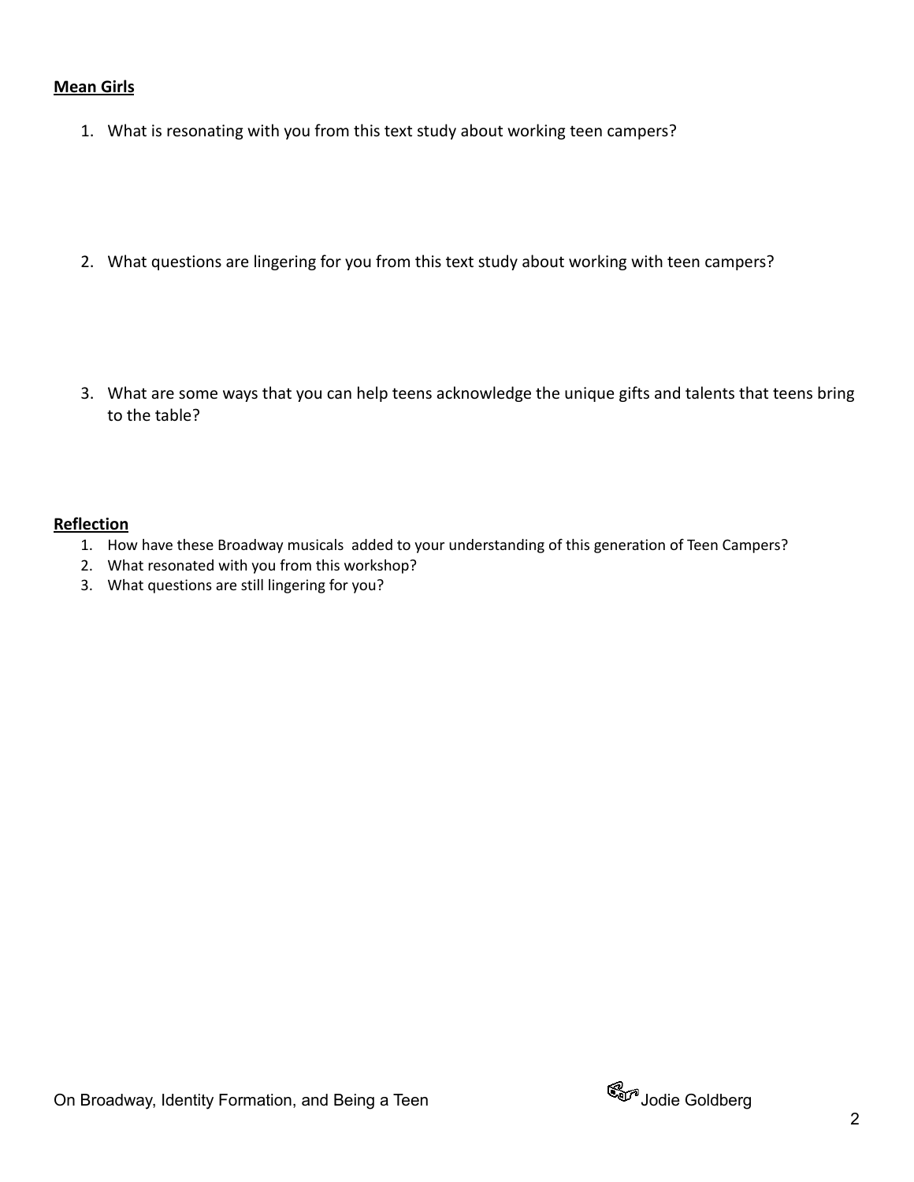**<u>Mean Girls</u>**

1. What is resonating with you from this text study about working teen campers?

2. What questions are lingering for you from this text study about working with teen campers?

3. What are some ways that you can help teens acknowledge the unique gifts and talents that teens bring to the table?

**<u>Reflection</u>**

1. How have these Broadway musicals added to your understanding of this generation of Teen Campers?
2. What resonated with you from this workshop?
3. What questions are still lingering for you?